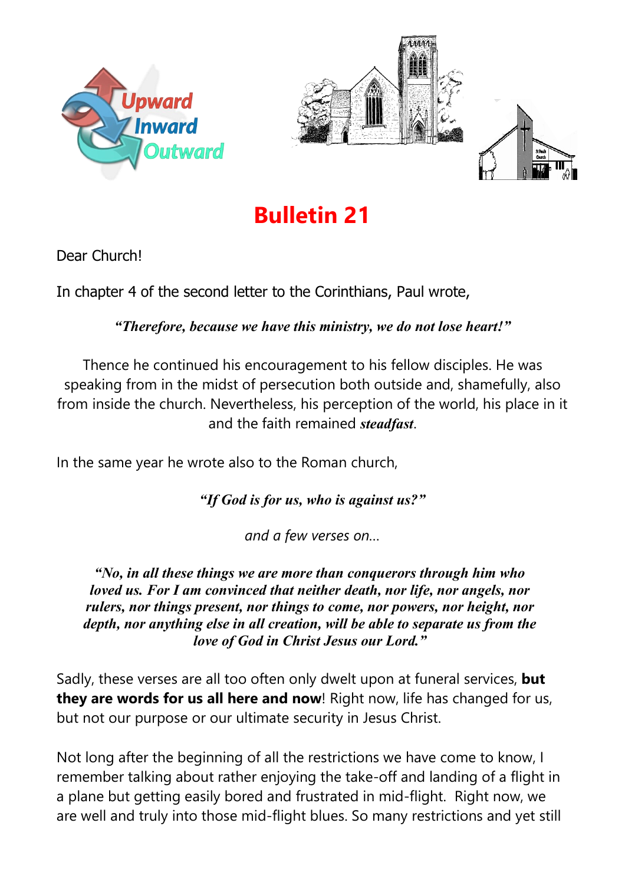# Bulletin 21

Dear Church!

In chapter 4 of the second letter to the Corinthians, Paul wrote,

***"Therefore, because we have this ministry, we do not lose heart!"***

Thence he continued his encouragement to his fellow disciples. He was speaking from in the midst of persecution both outside and, shamefully, also from inside the church. Nevertheless, his perception of the world, his place in it and the faith remained ***steadfast***.

In the same year he wrote also to the Roman church,

***"If God is for us, who is against us?"***

*and a few verses on…*

***"No, in all these things we are more than conquerors through him who loved us. For I am convinced that neither death, nor life, nor angels, nor rulers, nor things present, nor things to come, nor powers, nor height, nor depth, nor anything else in all creation, will be able to separate us from the love of God in Christ Jesus our Lord."***

Sadly, these verses are all too often only dwelt upon at funeral services, **but they are words for us all here and now**! Right now, life has changed for us, but not our purpose or our ultimate security in Jesus Christ.

Not long after the beginning of all the restrictions we have come to know, I remember talking about rather enjoying the take-off and landing of a flight in a plane but getting easily bored and frustrated in mid-flight. Right now, we are well and truly into those mid-flight blues. So many restrictions and yet still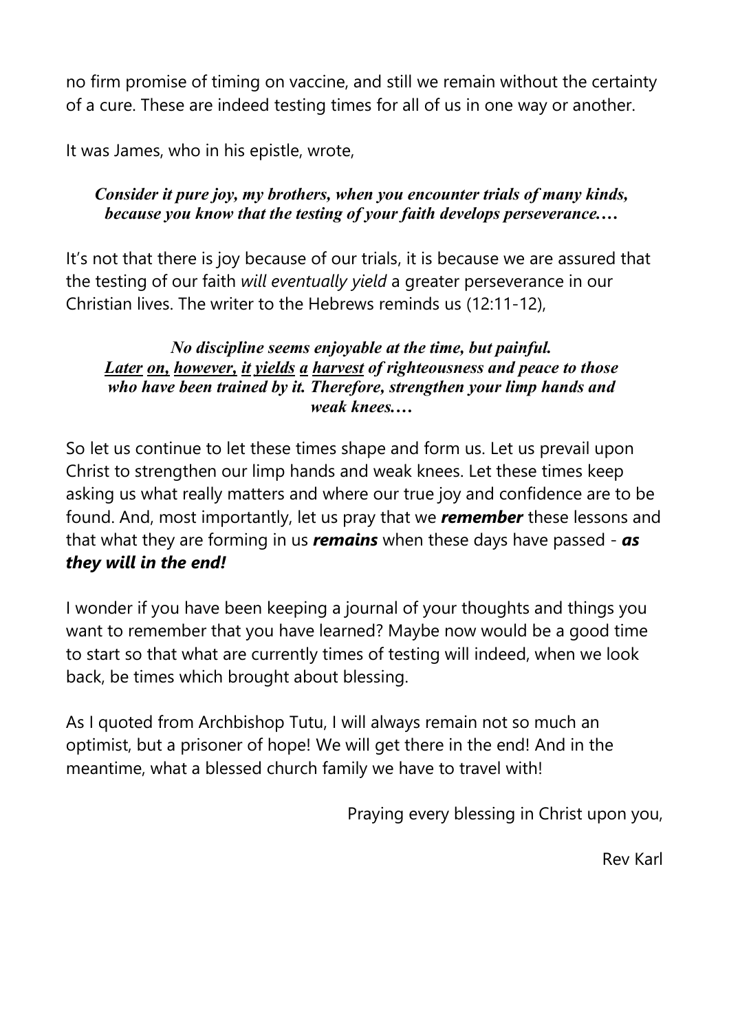no firm promise of timing on vaccine, and still we remain without the certainty of a cure. These are indeed testing times for all of us in one way or another.

It was James, who in his epistle, wrote,

***Consider it pure joy, my brothers, when you encounter trials of many kinds, because you know that the testing of your faith develops perseverance.…***

It's not that there is joy because of our trials, it is because we are assured that the testing of our faith *will eventually yield* a greater perseverance in our Christian lives. The writer to the Hebrews reminds us (12:11-12),

***No discipline seems enjoyable at the time, but painful. <u>Later</u> <u>on,</u> <u>however,</u> <u>it</u> <u>yields</u> <u>a</u> <u>harvest</u> of righteousness and peace to those who have been trained by it. Therefore, strengthen your limp hands and weak knees.…***

So let us continue to let these times shape and form us. Let us prevail upon Christ to strengthen our limp hands and weak knees. Let these times keep asking us what really matters and where our true joy and confidence are to be found. And, most importantly, let us pray that we ***remember*** these lessons and that what they are forming in us ***remains*** when these days have passed - ***as they will in the end!***

I wonder if you have been keeping a journal of your thoughts and things you want to remember that you have learned? Maybe now would be a good time to start so that what are currently times of testing will indeed, when we look back, be times which brought about blessing.

As I quoted from Archbishop Tutu, I will always remain not so much an optimist, but a prisoner of hope! We will get there in the end! And in the meantime, what a blessed church family we have to travel with!

Praying every blessing in Christ upon you,

Rev Karl